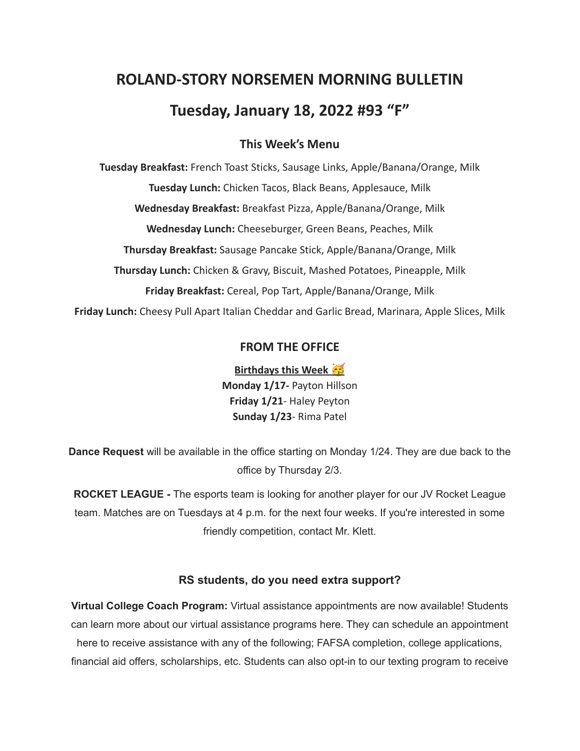# ROLAND-STORY NORSEMEN MORNING BULLETIN

# Tuesday, January 18, 2022 #93 “F”

### This Week’s Menu

**Tuesday Breakfast:** French Toast Sticks, Sausage Links, Apple/Banana/Orange, Milk

**Tuesday Lunch:** Chicken Tacos, Black Beans, Applesauce, Milk

**Wednesday Breakfast:** Breakfast Pizza, Apple/Banana/Orange, Milk

**Wednesday Lunch:** Cheeseburger, Green Beans, Peaches, Milk

**Thursday Breakfast:** Sausage Pancake Stick, Apple/Banana/Orange, Milk

**Thursday Lunch:** Chicken & Gravy, Biscuit, Mashed Potatoes, Pineapple, Milk

**Friday Breakfast:** Cereal, Pop Tart, Apple/Banana/Orange, Milk

**Friday Lunch:** Cheesy Pull Apart Italian Cheddar and Garlic Bread, Marinara, Apple Slices, Milk

### FROM THE OFFICE

**Birthdays this Week 🥳**

**Monday 1/17-** Payton Hillson
**Friday 1/21**- Haley Peyton
**Sunday 1/23**- Rima Patel

**Dance Request** will be available in the office starting on Monday 1/24. They are due back to the office by Thursday 2/3.

**ROCKET LEAGUE -** The esports team is looking for another player for our JV Rocket League team. Matches are on Tuesdays at 4 p.m. for the next four weeks. If you're interested in some friendly competition, contact Mr. Klett.

### RS students, do you need extra support?

**Virtual College Coach Program:** Virtual assistance appointments are now available! Students can learn more about our virtual assistance programs here. They can schedule an appointment here to receive assistance with any of the following; FAFSA completion, college applications, financial aid offers, scholarships, etc. Students can also opt-in to our texting program to receive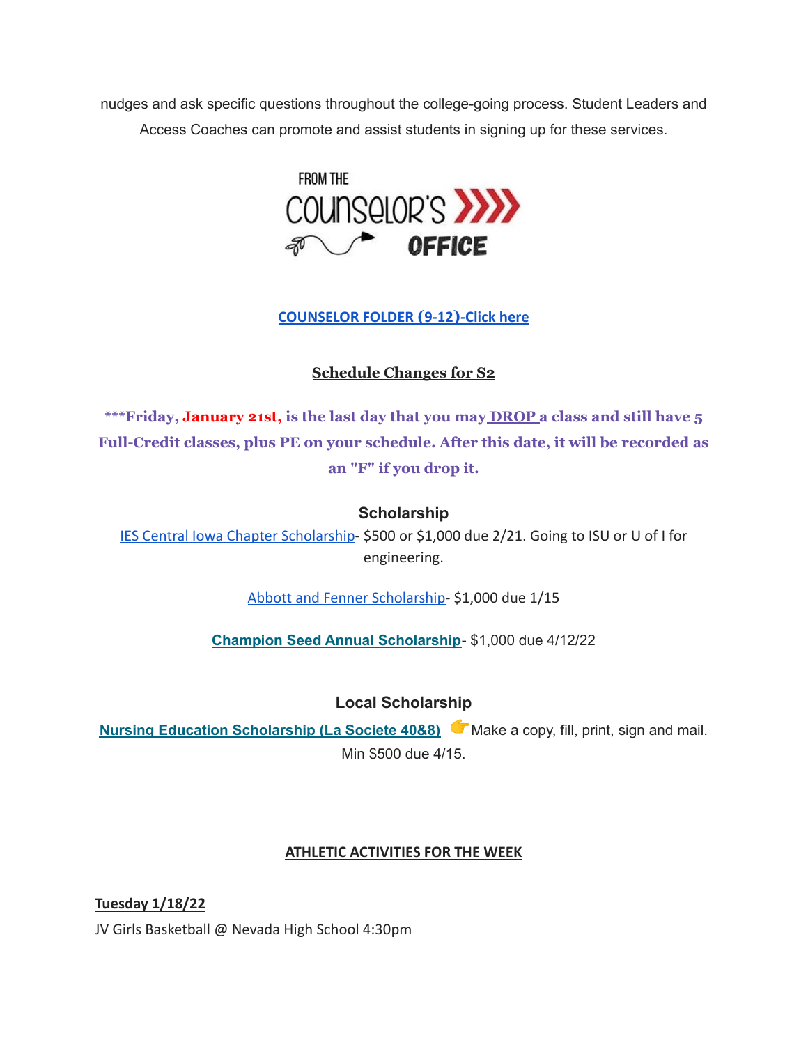nudges and ask specific questions throughout the college-going process. Student Leaders and Access Coaches can promote and assist students in signing up for these services.

FROM THE COUNSELOR'S OFFICE

[COUNSELOR FOLDER (9-12)-Click here]

**Schedule Changes for S2**

**\*\*\*Friday, January 21st, is the last day that you may DROP a class and still have 5 Full-Credit classes, plus PE on your schedule. After this date, it will be recorded as an "F" if you drop it.**

### Scholarship

IES Central Iowa Chapter Scholarship- $500 or $1,000 due 2/21. Going to ISU or U of I for engineering.

Abbott and Fenner Scholarship- $1,000 due 1/15

**Champion Seed Annual Scholarship**- $1,000 due 4/12/22

### Local Scholarship

**Nursing Education Scholarship (La Societe 40&8)** 👉Make a copy, fill, print, sign and mail. Min $500 due 4/15.

**ATHLETIC ACTIVITIES FOR THE WEEK**

**Tuesday 1/18/22**

JV Girls Basketball @ Nevada High School 4:30pm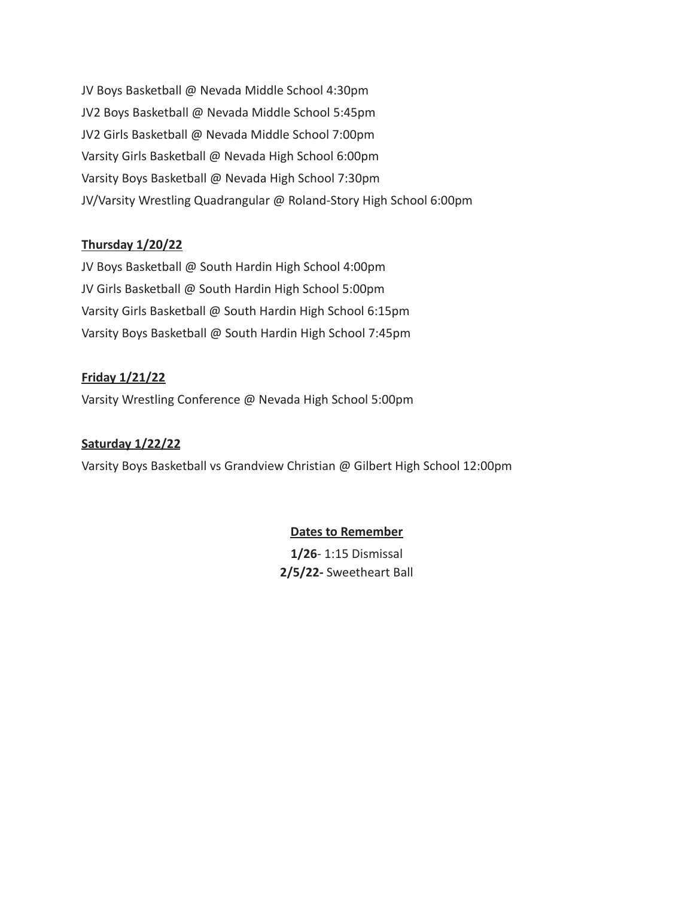JV Boys Basketball @ Nevada Middle School 4:30pm
JV2 Boys Basketball @ Nevada Middle School 5:45pm
JV2 Girls Basketball @ Nevada Middle School 7:00pm
Varsity Girls Basketball @ Nevada High School 6:00pm
Varsity Boys Basketball @ Nevada High School 7:30pm
JV/Varsity Wrestling Quadrangular @ Roland-Story High School 6:00pm

**Thursday 1/20/22**

JV Boys Basketball @ South Hardin High School 4:00pm
JV Girls Basketball @ South Hardin High School 5:00pm
Varsity Girls Basketball @ South Hardin High School 6:15pm
Varsity Boys Basketball @ South Hardin High School 7:45pm

**Friday 1/21/22**

Varsity Wrestling Conference @ Nevada High School 5:00pm

**Saturday 1/22/22**

Varsity Boys Basketball vs Grandview Christian @ Gilbert High School 12:00pm

**Dates to Remember**

**1/26**- 1:15 Dismissal
**2/5/22-** Sweetheart Ball